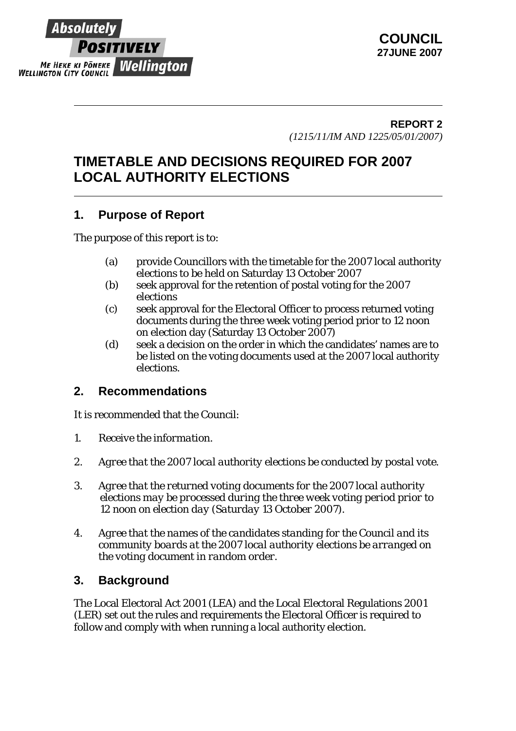**COUNCIL**
**27JUNE 2007**

**REPORT 2**
*(1215/11/IM AND 1225/05/01/2007)*

# TIMETABLE AND DECISIONS REQUIRED FOR 2007 LOCAL AUTHORITY ELECTIONS

## 1. Purpose of Report

The purpose of this report is to:

- (a) provide Councillors with the timetable for the 2007 local authority elections to be held on Saturday 13 October 2007
- (b) seek approval for the retention of postal voting for the 2007 elections
- (c) seek approval for the Electoral Officer to process returned voting documents during the three week voting period prior to 12 noon on election day (Saturday 13 October 2007)
- (d) seek a decision on the order in which the candidates' names are to be listed on the voting documents used at the 2007 local authority elections.

## 2. Recommendations

*It is recommended that the Council:*

1. *Receive the information.*
2. *Agree that the 2007 local authority elections be conducted by postal vote.*
3. *Agree that the returned voting documents for the 2007 local authority elections may be processed during the three week voting period prior to 12 noon on election day (Saturday 13 October 2007).*
4. *Agree that the names of the candidates standing for the Council and its community boards at the 2007 local authority elections be arranged on the voting document in random order.*

## 3. Background

The Local Electoral Act 2001 (LEA) and the Local Electoral Regulations 2001 (LER) set out the rules and requirements the Electoral Officer is required to follow and comply with when running a local authority election.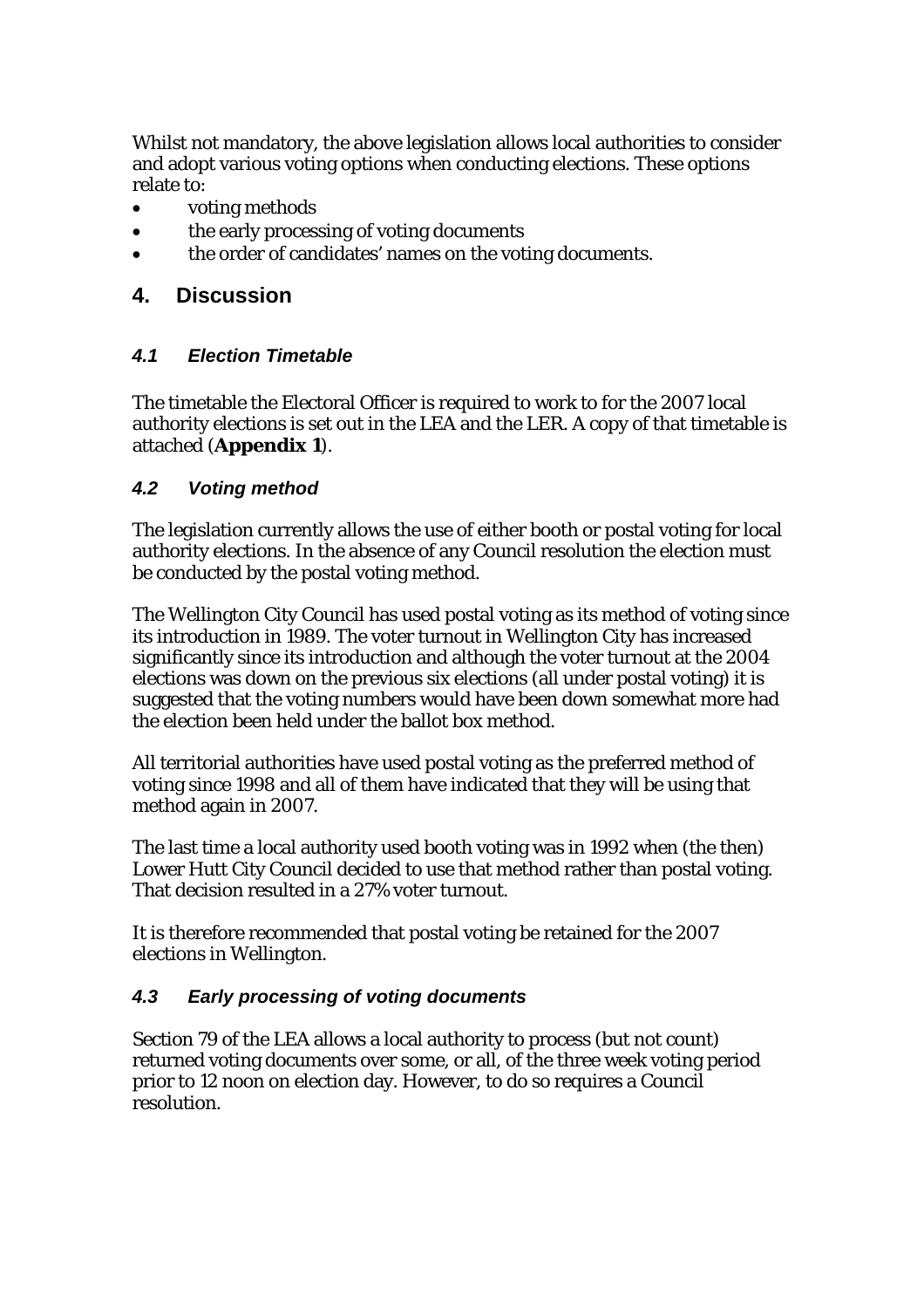Whilst not mandatory, the above legislation allows local authorities to consider and adopt various voting options when conducting elections. These options relate to:

- voting methods
- the early processing of voting documents
- the order of candidates' names on the voting documents.

## 4. Discussion

### *4.1 Election Timetable*

The timetable the Electoral Officer is required to work to for the 2007 local authority elections is set out in the LEA and the LER. A copy of that timetable is attached (**Appendix 1**).

### *4.2 Voting method*

The legislation currently allows the use of either booth or postal voting for local authority elections. In the absence of any Council resolution the election must be conducted by the postal voting method.

The Wellington City Council has used postal voting as its method of voting since its introduction in 1989. The voter turnout in Wellington City has increased significantly since its introduction and although the voter turnout at the 2004 elections was down on the previous six elections (all under postal voting) it is suggested that the voting numbers would have been down somewhat more had the election been held under the ballot box method.

All territorial authorities have used postal voting as the preferred method of voting since 1998 and all of them have indicated that they will be using that method again in 2007.

The last time a local authority used booth voting was in 1992 when (the then) Lower Hutt City Council decided to use that method rather than postal voting. That decision resulted in a 27% voter turnout.

It is therefore recommended that postal voting be retained for the 2007 elections in Wellington.

### *4.3 Early processing of voting documents*

Section 79 of the LEA allows a local authority to process (but not count) returned voting documents over some, or all, of the three week voting period prior to 12 noon on election day. However, to do so requires a Council resolution.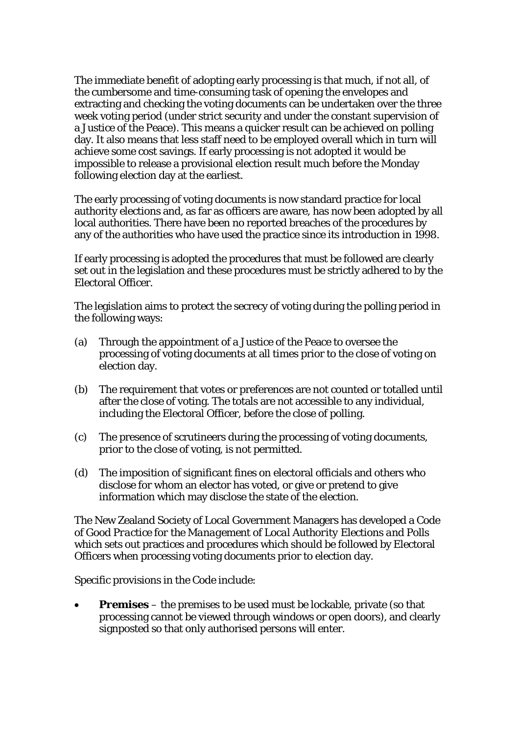The immediate benefit of adopting early processing is that much, if not all, of the cumbersome and time-consuming task of opening the envelopes and extracting and checking the voting documents can be undertaken over the three week voting period (under strict security and under the constant supervision of a Justice of the Peace). This means a quicker result can be achieved on polling day. It also means that less staff need to be employed overall which in turn will achieve some cost savings. If early processing is not adopted it would be impossible to release a provisional election result much before the Monday following election day at the earliest.

The early processing of voting documents is now standard practice for local authority elections and, as far as officers are aware, has now been adopted by all local authorities. There have been no reported breaches of the procedures by any of the authorities who have used the practice since its introduction in 1998.

If early processing is adopted the procedures that must be followed are clearly set out in the legislation and these procedures must be strictly adhered to by the Electoral Officer.

The legislation aims to protect the secrecy of voting during the polling period in the following ways:

(a) Through the appointment of a Justice of the Peace to oversee the processing of voting documents at all times prior to the close of voting on election day.

(b) The requirement that votes or preferences are not counted or totalled until after the close of voting. The totals are not accessible to any individual, including the Electoral Officer, before the close of polling.

(c) The presence of scrutineers during the processing of voting documents, prior to the close of voting, is not permitted.

(d) The imposition of significant fines on electoral officials and others who disclose for whom an elector has voted, or give or pretend to give information which may disclose the state of the election.

The New Zealand Society of Local Government Managers has developed a Code of *Good Practice for the Management of Local Authority Elections and Polls* which sets out practices and procedures which should be followed by Electoral Officers when processing voting documents prior to election day.

Specific provisions in the Code include:

- ***Premises*** – the premises to be used must be lockable, private (so that processing cannot be viewed through windows or open doors), and clearly signposted so that only authorised persons will enter.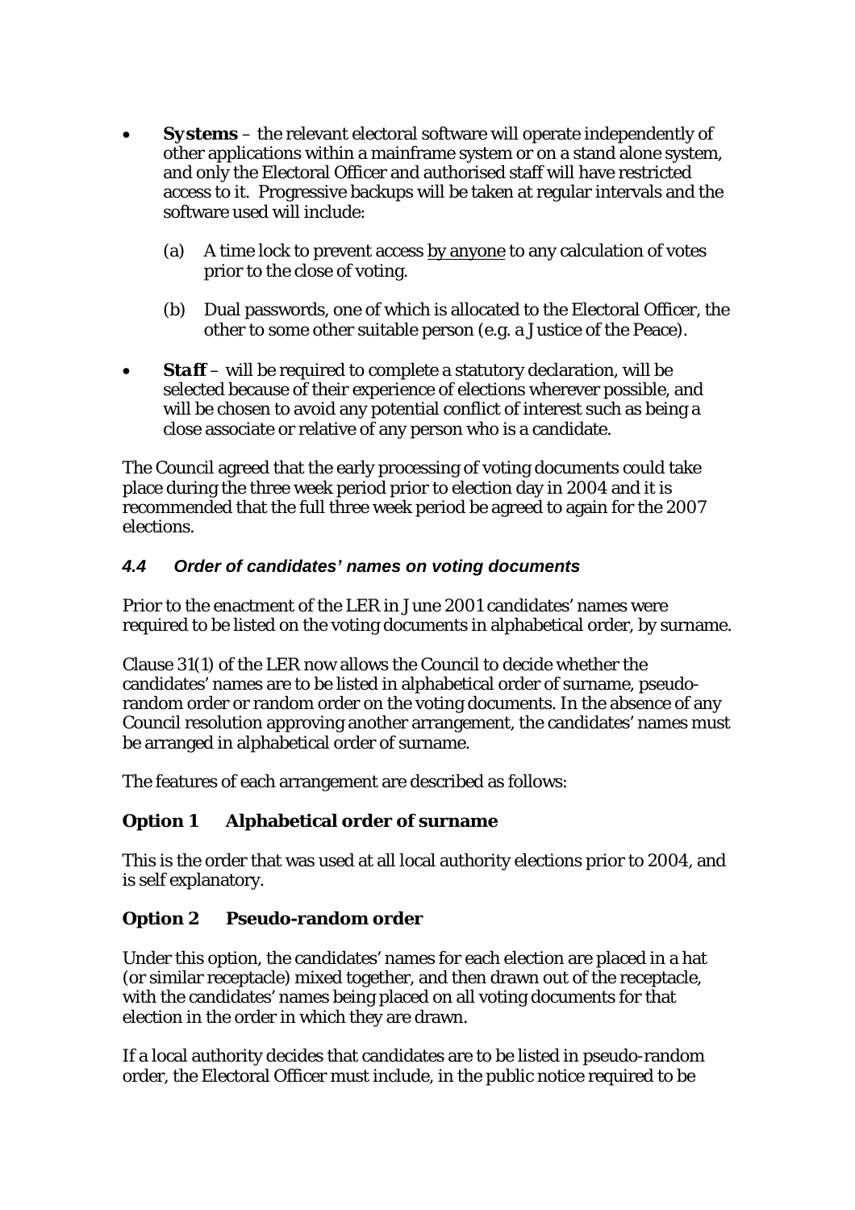- **Systems** – the relevant electoral software will operate independently of other applications within a mainframe system or on a stand alone system, and only the Electoral Officer and authorised staff will have restricted access to it. Progressive backups will be taken at regular intervals and the software used will include:

  (a) A time lock to prevent access <u>by anyone</u> to any calculation of votes prior to the close of voting.

  (b) Dual passwords, one of which is allocated to the Electoral Officer, the other to some other suitable person (e.g. a Justice of the Peace).

- **Staff** – will be required to complete a statutory declaration, will be selected because of their experience of elections wherever possible, and will be chosen to avoid any potential conflict of interest such as being a close associate or relative of any person who is a candidate.

The Council agreed that the early processing of voting documents could take place during the three week period prior to election day in 2004 and it is recommended that the full three week period be agreed to again for the 2007 elections.

### *4.4 Order of candidates' names on voting documents*

Prior to the enactment of the LER in June 2001 candidates' names were required to be listed on the voting documents in alphabetical order, by surname.

Clause 31(1) of the LER now allows the Council to decide whether the candidates' names are to be listed in alphabetical order of surname, pseudo-random order or random order on the voting documents. In the absence of any Council resolution approving another arrangement, the candidates' names must be arranged in alphabetical order of surname.

The features of each arrangement are described as follows:

**Option 1 Alphabetical order of surname**

This is the order that was used at all local authority elections prior to 2004, and is self explanatory.

**Option 2 Pseudo-random order**

Under this option, the candidates' names for each election are placed in a hat (or similar receptacle) mixed together, and then drawn out of the receptacle, with the candidates' names being placed on all voting documents for that election in the order in which they are drawn.

If a local authority decides that candidates are to be listed in pseudo-random order, the Electoral Officer must include, in the public notice required to be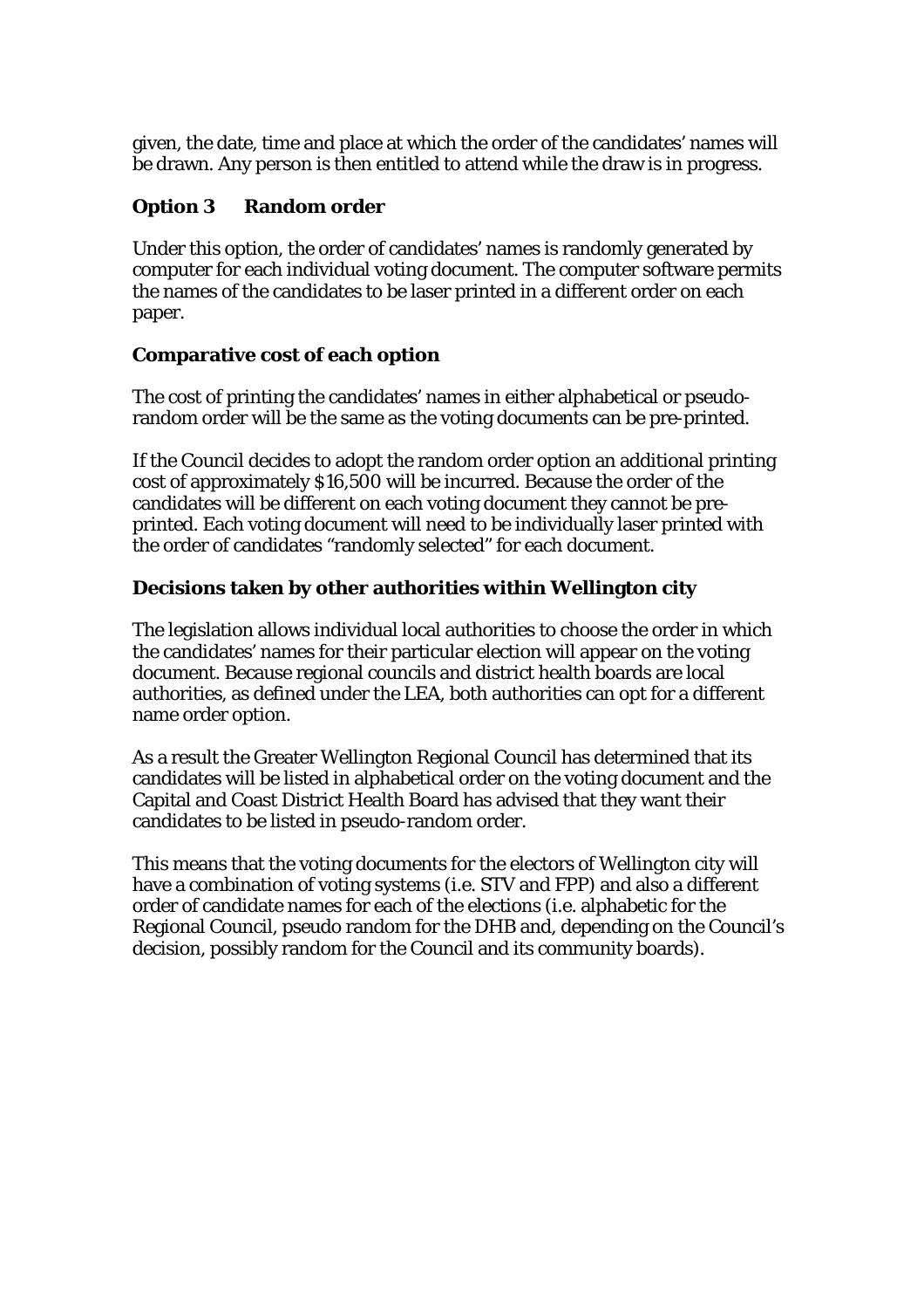given, the date, time and place at which the order of the candidates' names will be drawn. Any person is then entitled to attend while the draw is in progress.

### Option 3 Random order

Under this option, the order of candidates' names is randomly generated by computer for each individual voting document. The computer software permits the names of the candidates to be laser printed in a different order on each paper.

### Comparative cost of each option

The cost of printing the candidates' names in either alphabetical or pseudo-random order will be the same as the voting documents can be pre-printed.

If the Council decides to adopt the random order option an additional printing cost of approximately $16,500 will be incurred. Because the order of the candidates will be different on each voting document they cannot be pre-printed. Each voting document will need to be individually laser printed with the order of candidates "randomly selected" for each document.

### Decisions taken by other authorities within Wellington city

The legislation allows individual local authorities to choose the order in which the candidates' names for their particular election will appear on the voting document. Because regional councils and district health boards are local authorities, as defined under the LEA, both authorities can opt for a different name order option.

As a result the Greater Wellington Regional Council has determined that its candidates will be listed in alphabetical order on the voting document and the Capital and Coast District Health Board has advised that they want their candidates to be listed in pseudo-random order.

This means that the voting documents for the electors of Wellington city will have a combination of voting systems (i.e. STV and FPP) and also a different order of candidate names for each of the elections (i.e. alphabetic for the Regional Council, pseudo random for the DHB and, depending on the Council's decision, possibly random for the Council and its community boards).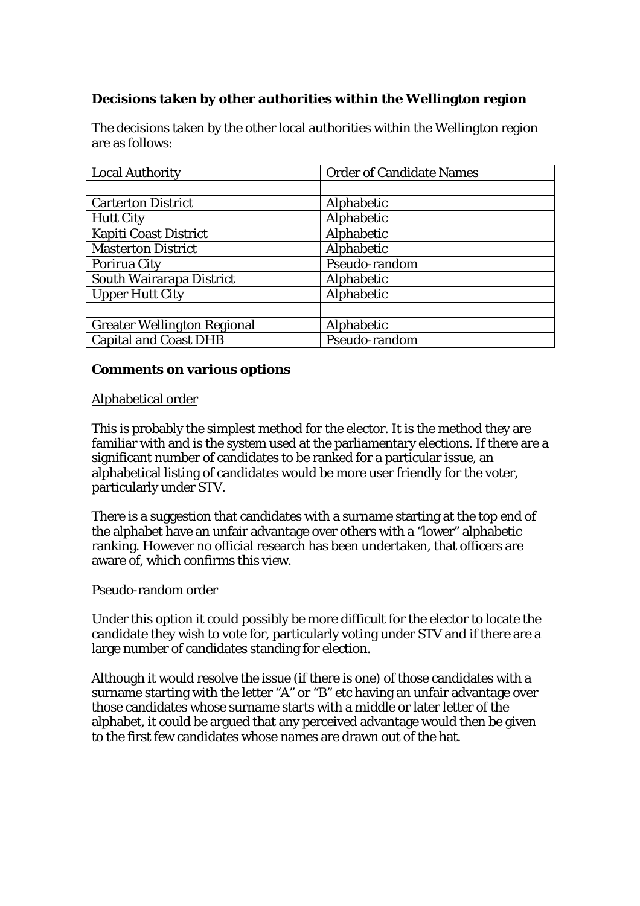**Decisions taken by other authorities within the Wellington region**

The decisions taken by the other local authorities within the Wellington region are as follows:

| Local Authority | Order of Candidate Names |
| --- | --- |
| | |
| Carterton District | Alphabetic |
| Hutt City | Alphabetic |
| Kapiti Coast District | Alphabetic |
| Masterton District | Alphabetic |
| Porirua City | Pseudo-random |
| South Wairarapa District | Alphabetic |
| Upper Hutt City | Alphabetic |
| | |
| Greater Wellington Regional | Alphabetic |
| Capital and Coast DHB | Pseudo-random |

**Comments on various options**

Alphabetical order

This is probably the simplest method for the elector. It is the method they are familiar with and is the system used at the parliamentary elections. If there are a significant number of candidates to be ranked for a particular issue, an alphabetical listing of candidates would be more user friendly for the voter, particularly under STV.

There is a suggestion that candidates with a surname starting at the top end of the alphabet have an unfair advantage over others with a "lower" alphabetic ranking. However no official research has been undertaken, that officers are aware of, which confirms this view.

Pseudo-random order

Under this option it could possibly be more difficult for the elector to locate the candidate they wish to vote for, particularly voting under STV and if there are a large number of candidates standing for election.

Although it would resolve the issue (if there is one) of those candidates with a surname starting with the letter "A" or "B" etc having an unfair advantage over those candidates whose surname starts with a middle or later letter of the alphabet, it could be argued that any perceived advantage would then be given to the first few candidates whose names are drawn out of the hat.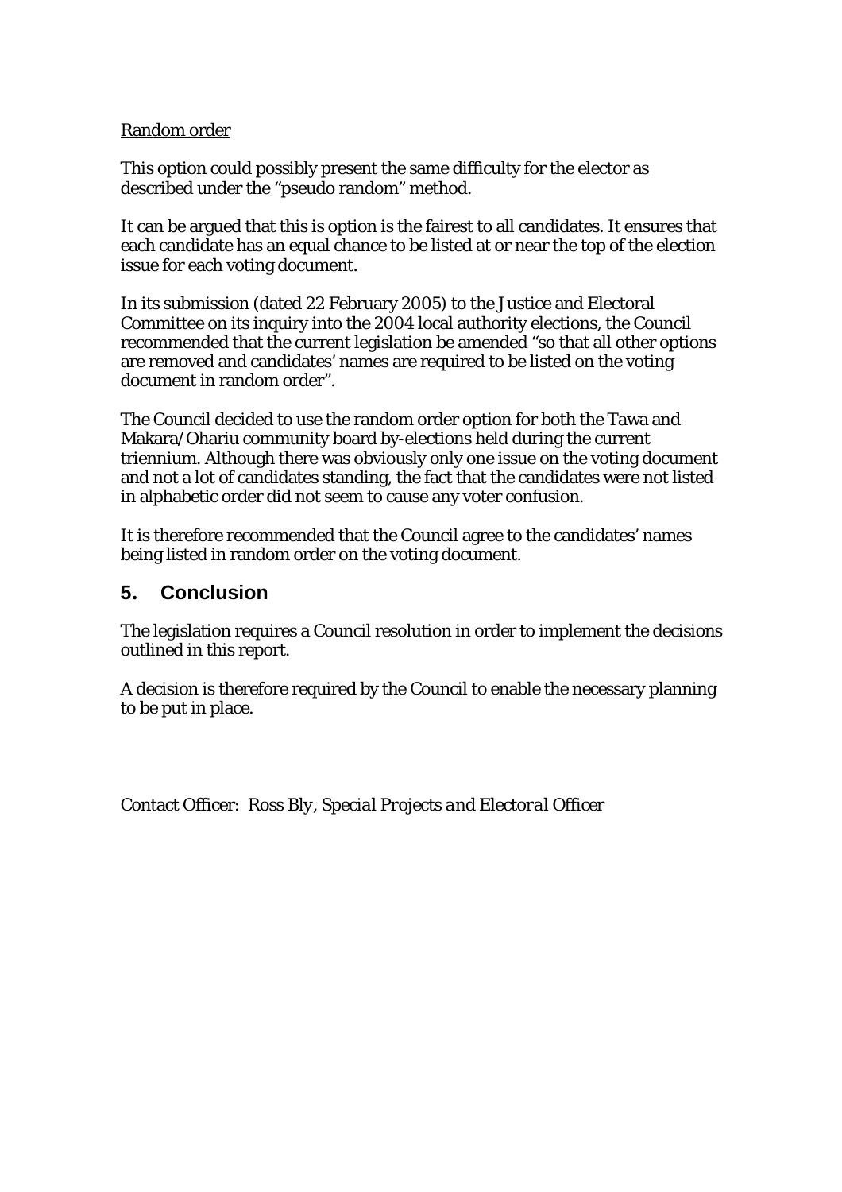Random order

This option could possibly present the same difficulty for the elector as described under the "pseudo random" method.

It can be argued that this is option is the fairest to all candidates. It ensures that each candidate has an equal chance to be listed at or near the top of the election issue for each voting document.

In its submission (dated 22 February 2005) to the Justice and Electoral Committee on its inquiry into the 2004 local authority elections, the Council recommended that the current legislation be amended "so that all other options are removed and candidates' names are required to be listed on the voting document in random order".

The Council decided to use the random order option for both the Tawa and Makara/Ohariu community board by-elections held during the current triennium. Although there was obviously only one issue on the voting document and not a lot of candidates standing, the fact that the candidates were not listed in alphabetic order did not seem to cause any voter confusion.

It is therefore recommended that the Council agree to the candidates' names being listed in random order on the voting document.

## 5. Conclusion

The legislation requires a Council resolution in order to implement the decisions outlined in this report.

A decision is therefore required by the Council to enable the necessary planning to be put in place.

Contact Officer: Ross Bly, *Special Projects and Electoral Officer*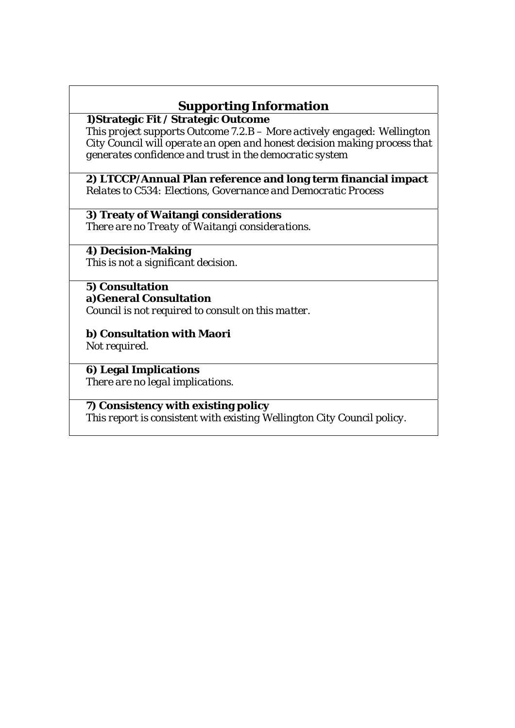## Supporting Information

**1)Strategic Fit / Strategic Outcome**

*This project supports Outcome 7.2.B – More actively engaged: Wellington City Council will operate an open and honest decision making process that generates confidence and trust in the democratic system*

**2) LTCCP/Annual Plan reference and long term financial impact**

*Relates to C534: Elections, Governance and Democratic Process*

**3) Treaty of Waitangi considerations**

*There are no Treaty of Waitangi considerations.*

**4) Decision-Making**

*This is not a significant decision.*

**5) Consultation**

**a)General Consultation**

*Council is not required to consult on this matter.*

**b) Consultation with Maori**

*Not required.*

**6) Legal Implications**

*There are no legal implications.*

**7) Consistency with existing policy**

*This report is consistent with existing Wellington City Council policy.*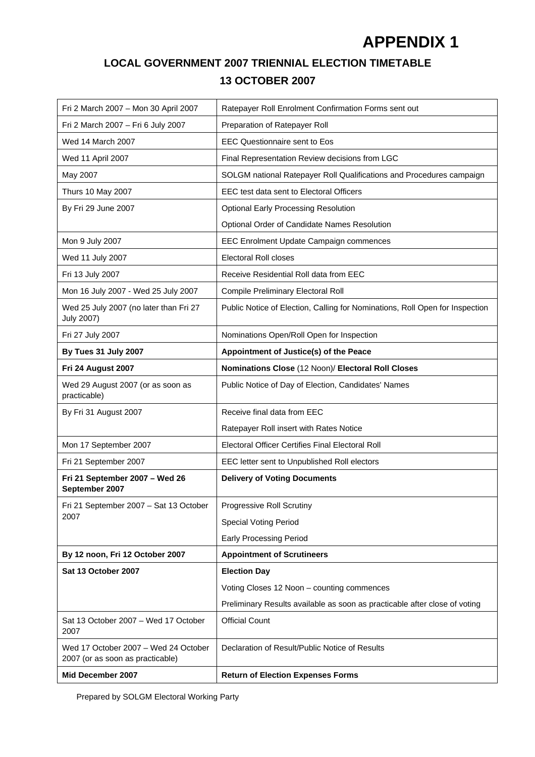# APPENDIX 1

## LOCAL GOVERNMENT 2007 TRIENNIAL ELECTION TIMETABLE

## 13 OCTOBER 2007

| | |
|---|---|
| Fri 2 March 2007 – Mon 30 April 2007 | Ratepayer Roll Enrolment Confirmation Forms sent out |
| Fri 2 March 2007 – Fri 6 July 2007 | Preparation of Ratepayer Roll |
| Wed 14 March 2007 | EEC Questionnaire sent to Eos |
| Wed 11 April 2007 | Final Representation Review decisions from LGC |
| May 2007 | SOLGM national Ratepayer Roll Qualifications and Procedures campaign |
| Thurs 10 May 2007 | EEC test data sent to Electoral Officers |
| By Fri 29 June 2007 | Optional Early Processing Resolution<br>Optional Order of Candidate Names Resolution |
| Mon 9 July 2007 | EEC Enrolment Update Campaign commences |
| Wed 11 July 2007 | Electoral Roll closes |
| Fri 13 July 2007 | Receive Residential Roll data from EEC |
| Mon 16 July 2007 - Wed 25 July 2007 | Compile Preliminary Electoral Roll |
| Wed 25 July 2007 (no later than Fri 27 July 2007) | Public Notice of Election, Calling for Nominations, Roll Open for Inspection |
| Fri 27 July 2007 | Nominations Open/Roll Open for Inspection |
| **By Tues 31 July 2007** | **Appointment of Justice(s) of the Peace** |
| **Fri 24 August 2007** | **Nominations Close** (12 Noon)/ **Electoral Roll Closes** |
| Wed 29 August 2007 (or as soon as practicable) | Public Notice of Day of Election, Candidates' Names |
| By Fri 31 August 2007 | Receive final data from EEC<br>Ratepayer Roll insert with Rates Notice |
| Mon 17 September 2007 | Electoral Officer Certifies Final Electoral Roll |
| Fri 21 September 2007 | EEC letter sent to Unpublished Roll electors |
| **Fri 21 September 2007 – Wed 26 September 2007** | **Delivery of Voting Documents** |
| Fri 21 September 2007 – Sat 13 October 2007 | Progressive Roll Scrutiny<br>Special Voting Period<br>Early Processing Period |
| **By 12 noon, Fri 12 October 2007** | **Appointment of Scrutineers** |
| **Sat 13 October 2007** | **Election Day**<br>Voting Closes 12 Noon – counting commences<br>Preliminary Results available as soon as practicable after close of voting |
| Sat 13 October 2007 – Wed 17 October 2007 | Official Count |
| Wed 17 October 2007 – Wed 24 October 2007 (or as soon as practicable) | Declaration of Result/Public Notice of Results |
| **Mid December 2007** | **Return of Election Expenses Forms** |

Prepared by SOLGM Electoral Working Party